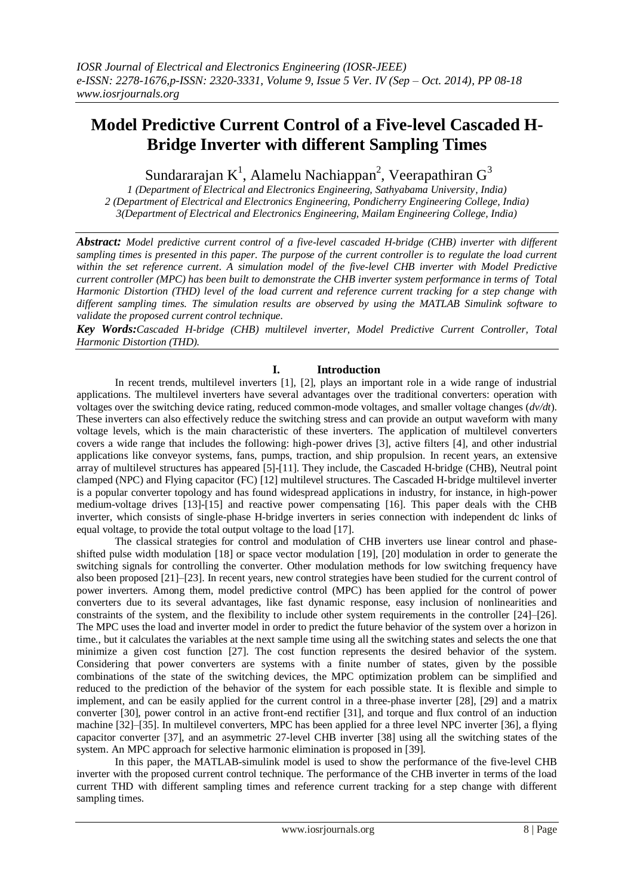# Model Predictive Current Control of a Five-level Cascaded H-Bridge Inverter with different Sampling Times

Sundararajan K[1], Alamelu Nachiappan[2], Veerapathiran G[3]

*1 (Department of Electrical and Electronics Engineering, Sathyabama University, India)*
*2 (Department of Electrical and Electronics Engineering, Pondicherry Engineering College, India)*
*3(Department of Electrical and Electronics Engineering, Mailam Engineering College, India)*

***Abstract:*** *Model predictive current control of a five-level cascaded H-bridge (CHB) inverter with different sampling times is presented in this paper. The purpose of the current controller is to regulate the load current within the set reference current. A simulation model of the five-level CHB inverter with Model Predictive current controller (MPC) has been built to demonstrate the CHB inverter system performance in terms of Total Harmonic Distortion (THD) level of the load current and reference current tracking for a step change with different sampling times. The simulation results are observed by using the MATLAB Simulink software to validate the proposed current control technique.*

***Key Words:****Cascaded H-bridge (CHB) multilevel inverter, Model Predictive Current Controller, Total Harmonic Distortion (THD).*

## I. Introduction

In recent trends, multilevel inverters [1], [2], plays an important role in a wide range of industrial applications. The multilevel inverters have several advantages over the traditional converters: operation with voltages over the switching device rating, reduced common-mode voltages, and smaller voltage changes (*dv/dt*). These inverters can also effectively reduce the switching stress and can provide an output waveform with many voltage levels, which is the main characteristic of these inverters. The application of multilevel converters covers a wide range that includes the following: high-power drives [3], active filters [4], and other industrial applications like conveyor systems, fans, pumps, traction, and ship propulsion. In recent years, an extensive array of multilevel structures has appeared [5]-[11]. They include, the Cascaded H-bridge (CHB), Neutral point clamped (NPC) and Flying capacitor (FC) [12] multilevel structures. The Cascaded H-bridge multilevel inverter is a popular converter topology and has found widespread applications in industry, for instance, in high-power medium-voltage drives [13]-[15] and reactive power compensating [16]. This paper deals with the CHB inverter, which consists of single-phase H-bridge inverters in series connection with independent dc links of equal voltage, to provide the total output voltage to the load [17].

The classical strategies for control and modulation of CHB inverters use linear control and phase-shifted pulse width modulation [18] or space vector modulation [19], [20] modulation in order to generate the switching signals for controlling the converter. Other modulation methods for low switching frequency have also been proposed [21]–[23]. In recent years, new control strategies have been studied for the current control of power inverters. Among them, model predictive control (MPC) has been applied for the control of power converters due to its several advantages, like fast dynamic response, easy inclusion of nonlinearities and constraints of the system, and the flexibility to include other system requirements in the controller [24]–[26]. The MPC uses the load and inverter model in order to predict the future behavior of the system over a horizon in time., but it calculates the variables at the next sample time using all the switching states and selects the one that minimize a given cost function [27]. The cost function represents the desired behavior of the system. Considering that power converters are systems with a finite number of states, given by the possible combinations of the state of the switching devices, the MPC optimization problem can be simplified and reduced to the prediction of the behavior of the system for each possible state. It is flexible and simple to implement, and can be easily applied for the current control in a three-phase inverter [28], [29] and a matrix converter [30], power control in an active front-end rectifier [31], and torque and flux control of an induction machine [32]–[35]. In multilevel converters, MPC has been applied for a three level NPC inverter [36], a flying capacitor converter [37], and an asymmetric 27-level CHB inverter [38] using all the switching states of the system. An MPC approach for selective harmonic elimination is proposed in [39].

In this paper, the MATLAB-simulink model is used to show the performance of the five-level CHB inverter with the proposed current control technique. The performance of the CHB inverter in terms of the load current THD with different sampling times and reference current tracking for a step change with different sampling times.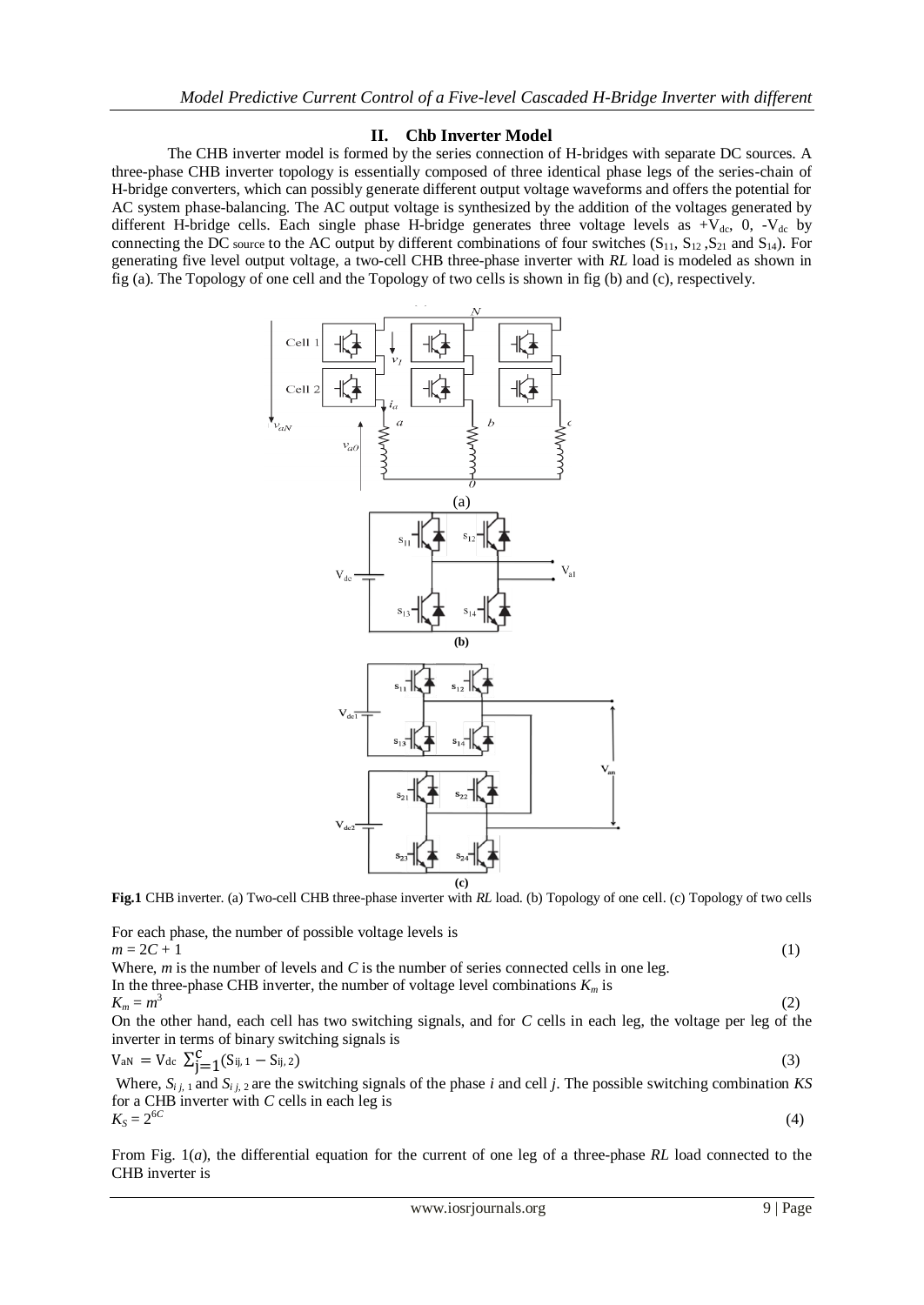## II. Chb Inverter Model

The CHB inverter model is formed by the series connection of H-bridges with separate DC sources. A three-phase CHB inverter topology is essentially composed of three identical phase legs of the series-chain of H-bridge converters, which can possibly generate different output voltage waveforms and offers the potential for AC system phase-balancing. The AC output voltage is synthesized by the addition of the voltages generated by different H-bridge cells. Each single phase H-bridge generates three voltage levels as $+V_{dc}$, 0, $-V_{dc}$ by connecting the DC source to the AC output by different combinations of four switches ($S_{11}$, $S_{12}$, $S_{21}$ and $S_{14}$). For generating five level output voltage, a two-cell CHB three-phase inverter with *RL* load is modeled as shown in fig (a). The Topology of one cell and the Topology of two cells is shown in fig (b) and (c), respectively.

**Fig.1** CHB inverter. (a) Two-cell CHB three-phase inverter with *RL* load. (b) Topology of one cell. (c) Topology of two cells

For each phase, the number of possible voltage levels is

$$m = 2C + 1 \quad (1)$$

Where, $m$ is the number of levels and $C$ is the number of series connected cells in one leg.

In the three-phase CHB inverter, the number of voltage level combinations $K_m$ is

$$K_m = m^3 \quad (2)$$

On the other hand, each cell has two switching signals, and for $C$ cells in each leg, the voltage per leg of the inverter in terms of binary switching signals is

$$V_{aN} = V_{dc} \sum_{j=1}^{C} (S_{ij,1} - S_{ij,2}) \quad (3)$$

Where, $S_{ij,1}$ and $S_{ij,2}$ are the switching signals of the phase $i$ and cell $j$. The possible switching combination *KS* for a CHB inverter with $C$ cells in each leg is

$$K_S = 2^{6C} \quad (4)$$

From Fig. 1(*a*), the differential equation for the current of one leg of a three-phase *RL* load connected to the CHB inverter is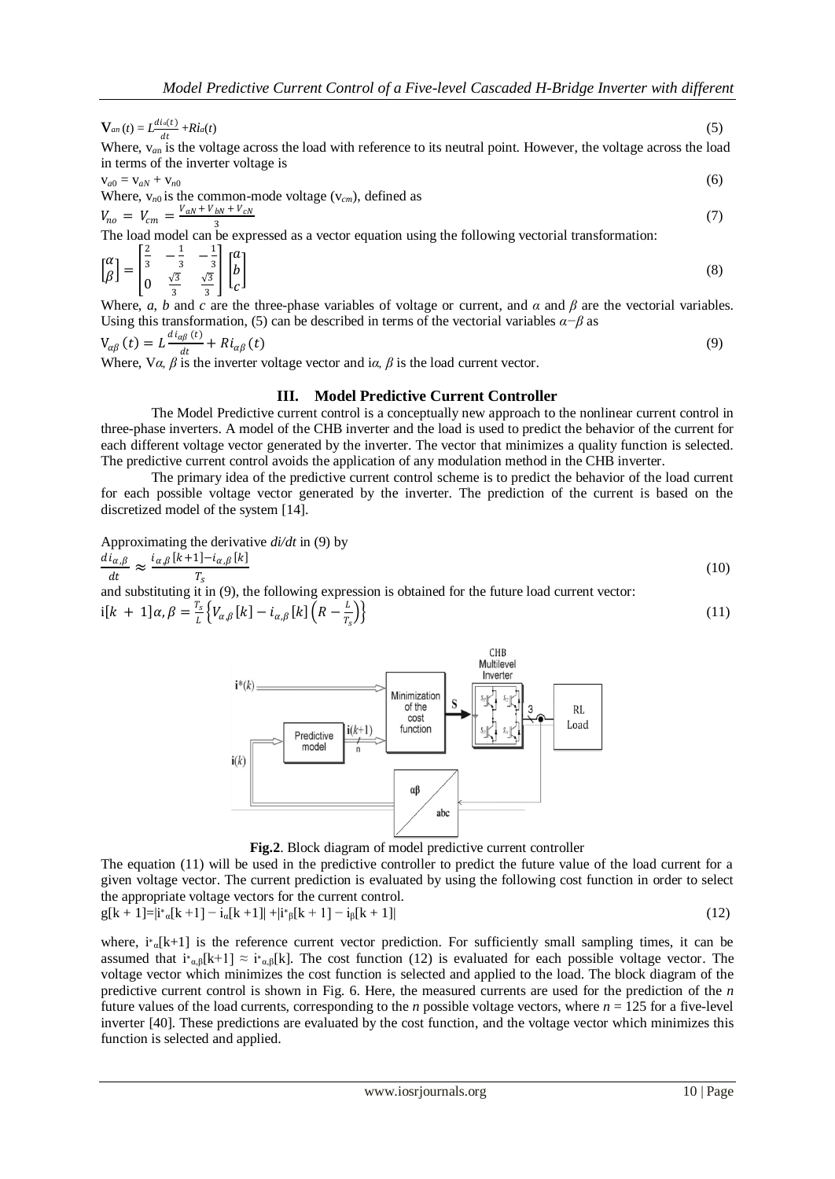$$\mathbf{V}_{an}(t) = L\frac{di_a(t)}{dt} + Ri_a(t) \tag{5}$$

Where, $v_{an}$ is the voltage across the load with reference to its neutral point. However, the voltage across the load in terms of the inverter voltage is

$$v_{a0} = v_{aN} + v_{n0} \tag{6}$$

Where, $v_{n0}$ is the common-mode voltage ($v_{cm}$), defined as

$$V_{no} = V_{cm} = \frac{V_{aN} + V_{bN} + V_{cN}}{3} \tag{7}$$

The load model can be expressed as a vector equation using the following vectorial transformation:

$$\begin{bmatrix} \alpha \\ \beta \end{bmatrix} = \begin{bmatrix} \frac{2}{3} & -\frac{1}{3} & -\frac{1}{3} \\ 0 & \frac{\sqrt{3}}{3} & \frac{\sqrt{3}}{3} \end{bmatrix} \begin{bmatrix} a \\ b \\ c \end{bmatrix} \tag{8}$$

Where, *a*, *b* and *c* are the three-phase variables of voltage or current, and $\alpha$ and $\beta$ are the vectorial variables. Using this transformation, (5) can be described in terms of the vectorial variables $\alpha-\beta$ as

$$V_{\alpha\beta}(t) = L\frac{di_{\alpha\beta}(t)}{dt} + Ri_{\alpha\beta}(t) \tag{9}$$

Where, $V\alpha, \beta$ is the inverter voltage vector and $i\alpha, \beta$ is the load current vector.

## III. Model Predictive Current Controller

The Model Predictive current control is a conceptually new approach to the nonlinear current control in three-phase inverters. A model of the CHB inverter and the load is used to predict the behavior of the current for each different voltage vector generated by the inverter. The vector that minimizes a quality function is selected. The predictive current control avoids the application of any modulation method in the CHB inverter.

The primary idea of the predictive current control scheme is to predict the behavior of the load current for each possible voltage vector generated by the inverter. The prediction of the current is based on the discretized model of the system [14].

Approximating the derivative *di/dt* in (9) by

$$\frac{di_{\alpha,\beta}}{dt} \approx \frac{i_{\alpha,\beta}[k+1] - i_{\alpha,\beta}[k]}{T_s} \tag{10}$$

and substituting it in (9), the following expression is obtained for the future load current vector:

$$\mathrm{i}[k+1]\alpha,\beta = \frac{T_s}{L}\left\{V_{\alpha,\beta}[k] - i_{\alpha,\beta}[k]\left(R - \frac{L}{T_s}\right)\right\} \tag{11}$$

**Fig.2**. Block diagram of model predictive current controller

The equation (11) will be used in the predictive controller to predict the future value of the load current for a given voltage vector. The current prediction is evaluated by using the following cost function in order to select the appropriate voltage vectors for the current control.

$$g[k+1] = |i^*_\alpha[k+1] - i_\alpha[k+1]| + |i^*_\beta[k+1] - i_\beta[k+1]| \tag{12}$$

where, $i^*_\alpha[k+1]$ is the reference current vector prediction. For sufficiently small sampling times, it can be assumed that $i^*_{\alpha,\beta}[k+1] \approx i^*_{\alpha,\beta}[k]$. The cost function (12) is evaluated for each possible voltage vector. The voltage vector which minimizes the cost function is selected and applied to the load. The block diagram of the predictive current control is shown in Fig. 6. Here, the measured currents are used for the prediction of the *n* future values of the load currents, corresponding to the *n* possible voltage vectors, where *n* = 125 for a five-level inverter [40]. These predictions are evaluated by the cost function, and the voltage vector which minimizes this function is selected and applied.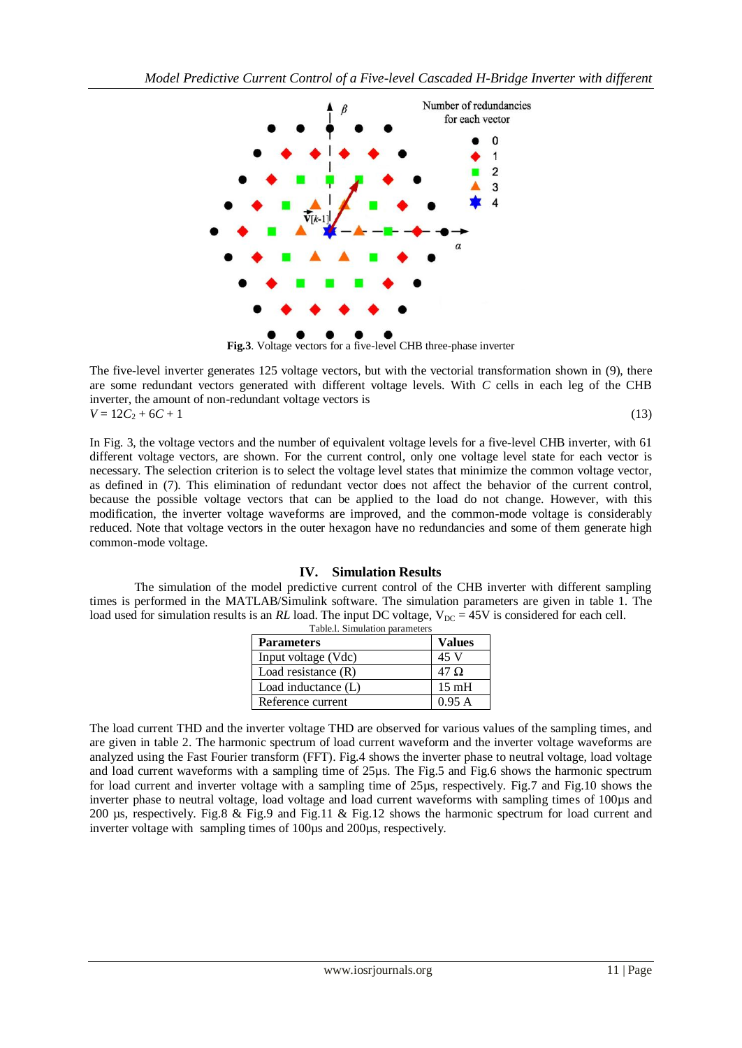Fig.3. Voltage vectors for a five-level CHB three-phase inverter

The five-level inverter generates 125 voltage vectors, but with the vectorial transformation shown in (9), there are some redundant vectors generated with different voltage levels. With $C$ cells in each leg of the CHB inverter, the amount of non-redundant voltage vectors is

$$V = 12C_2 + 6C + 1 \tag{13}$$

In Fig. 3, the voltage vectors and the number of equivalent voltage levels for a five-level CHB inverter, with 61 different voltage vectors, are shown. For the current control, only one voltage level state for each vector is necessary. The selection criterion is to select the voltage level states that minimize the common voltage vector, as defined in (7). This elimination of redundant vector does not affect the behavior of the current control, because the possible voltage vectors that can be applied to the load do not change. However, with this modification, the inverter voltage waveforms are improved, and the common-mode voltage is considerably reduced. Note that voltage vectors in the outer hexagon have no redundancies and some of them generate high common-mode voltage.

## IV. Simulation Results

The simulation of the model predictive current control of the CHB inverter with different sampling times is performed in the MATLAB/Simulink software. The simulation parameters are given in table 1. The load used for simulation results is an *RL* load. The input DC voltage, $V_{DC} = 45V$ is considered for each cell.

Table.I. Simulation parameters

| Parameters | Values |
|---|---|
| Input voltage (Vdc) | 45 V |
| Load resistance (R) | 47 Ω |
| Load inductance (L) | 15 mH |
| Reference current | 0.95 A |

The load current THD and the inverter voltage THD are observed for various values of the sampling times, and are given in table 2. The harmonic spectrum of load current waveform and the inverter voltage waveforms are analyzed using the Fast Fourier transform (FFT). Fig.4 shows the inverter phase to neutral voltage, load voltage and load current waveforms with a sampling time of 25µs. The Fig.5 and Fig.6 shows the harmonic spectrum for load current and inverter voltage with a sampling time of 25µs, respectively. Fig.7 and Fig.10 shows the inverter phase to neutral voltage, load voltage and load current waveforms with sampling times of 100µs and 200 µs, respectively. Fig.8 & Fig.9 and Fig.11 & Fig.12 shows the harmonic spectrum for load current and inverter voltage with sampling times of 100µs and 200µs, respectively.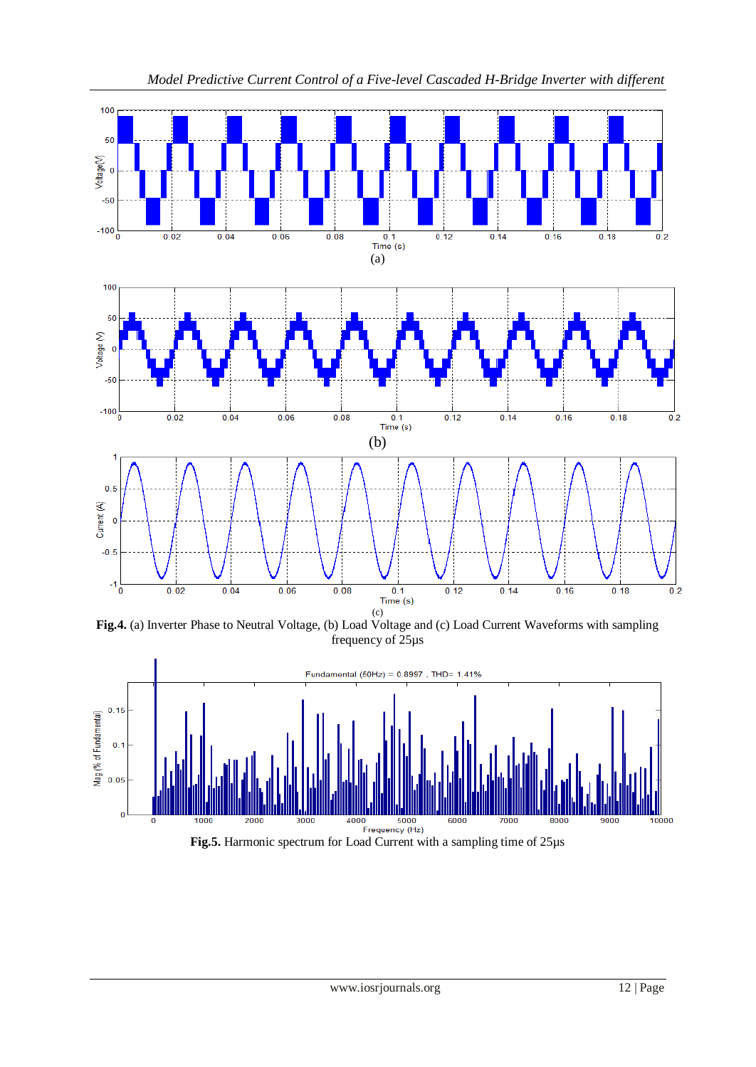(a)

(b)

(c)

**Fig.4.** (a) Inverter Phase to Neutral Voltage, (b) Load Voltage and (c) Load Current Waveforms with sampling frequency of 25μs

Fundamental (50Hz) = 0.8997 , THD= 1.41%

**Fig.5.** Harmonic spectrum for Load Current with a sampling time of 25μs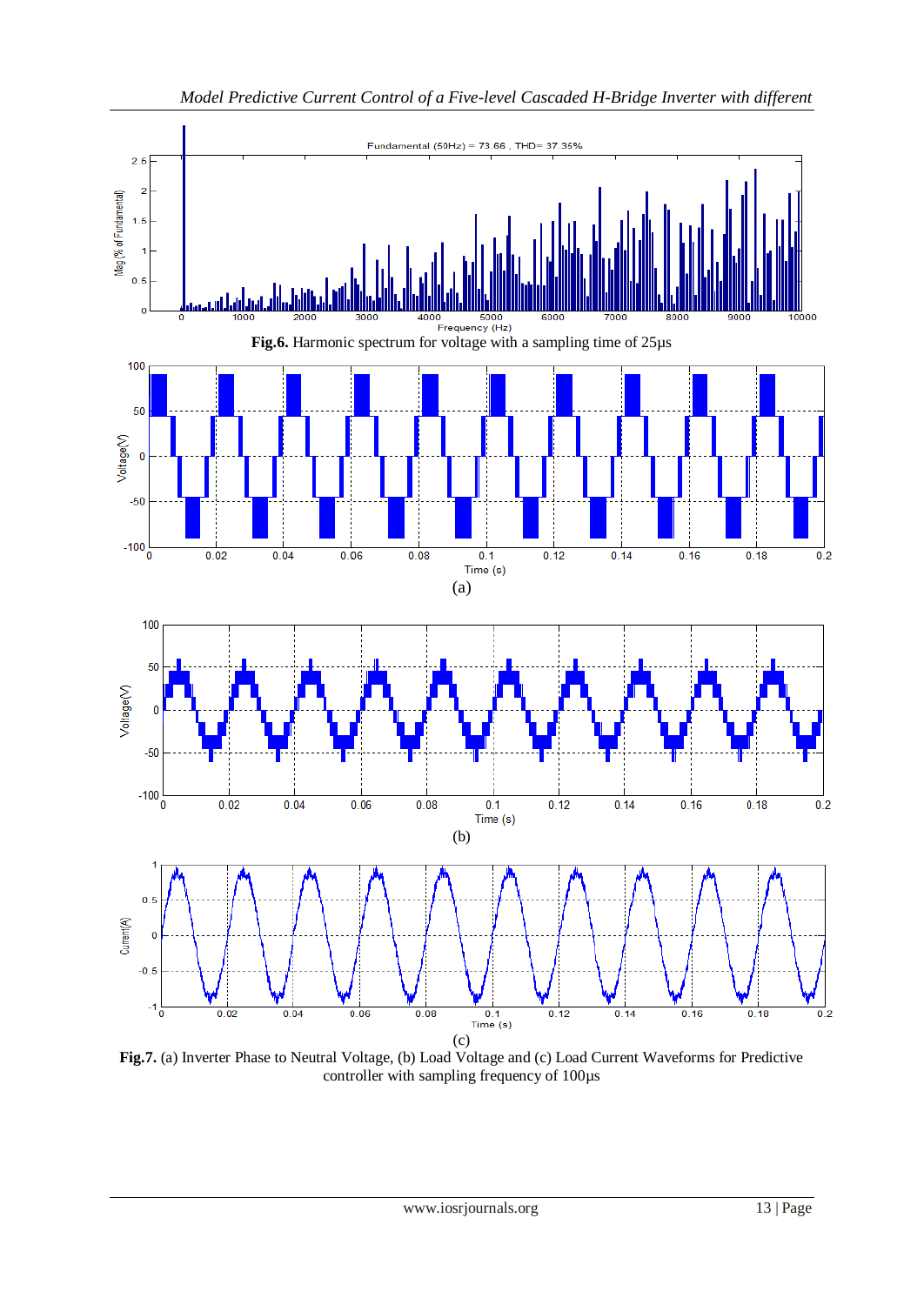**Fig.6.** Harmonic spectrum for voltage with a sampling time of 25μs

(a)

(b)

(c)

**Fig.7.** (a) Inverter Phase to Neutral Voltage, (b) Load Voltage and (c) Load Current Waveforms for Predictive controller with sampling frequency of 100μs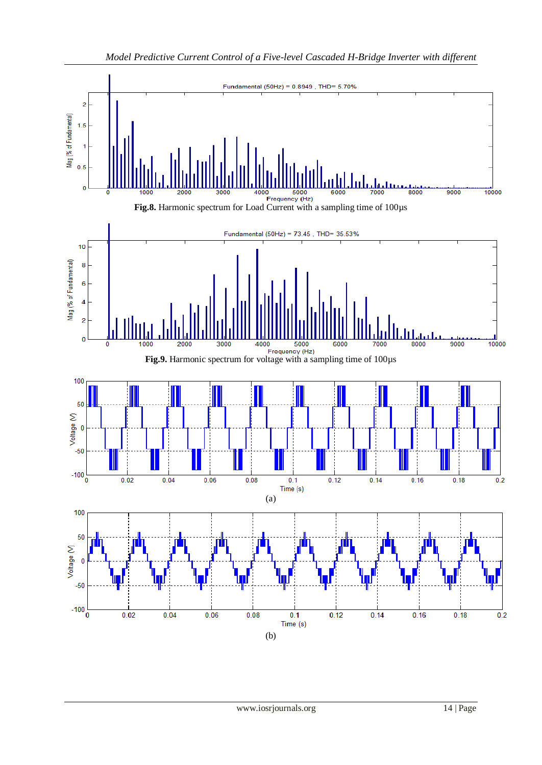Fig.8. Harmonic spectrum for Load Current with a sampling time of 100μs

Fig.9. Harmonic spectrum for voltage with a sampling time of 100μs

(a)

(b)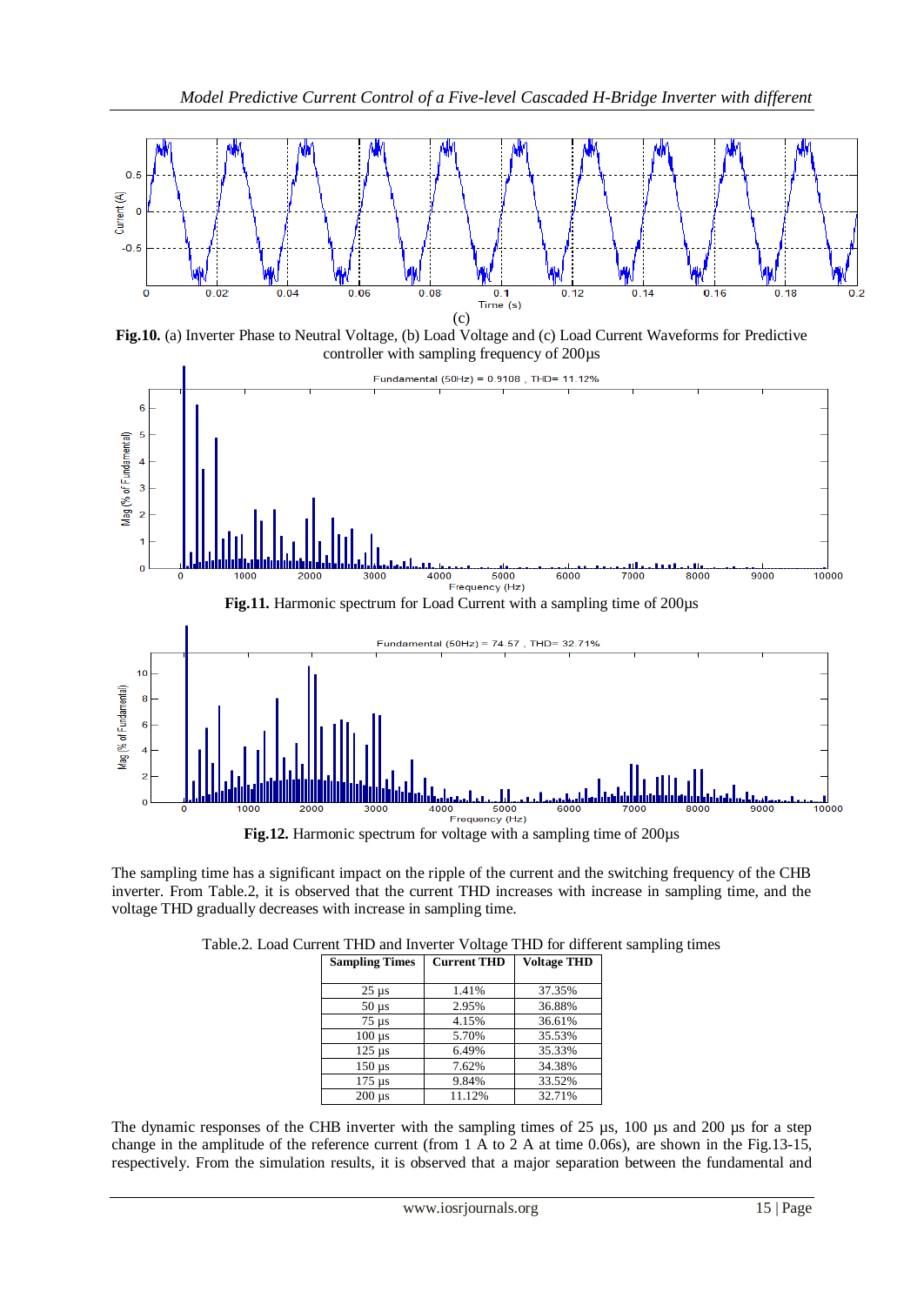(c)

**Fig.10.** (a) Inverter Phase to Neutral Voltage, (b) Load Voltage and (c) Load Current Waveforms for Predictive controller with sampling frequency of 200µs

**Fig.11.** Harmonic spectrum for Load Current with a sampling time of 200µs

**Fig.12.** Harmonic spectrum for voltage with a sampling time of 200µs

The sampling time has a significant impact on the ripple of the current and the switching frequency of the CHB inverter. From Table.2, it is observed that the current THD increases with increase in sampling time, and the voltage THD gradually decreases with increase in sampling time.

Table.2. Load Current THD and Inverter Voltage THD for different sampling times

| Sampling Times | Current THD | Voltage THD |
|---|---|---|
| 25 µs | 1.41% | 37.35% |
| 50 µs | 2.95% | 36.88% |
| 75 µs | 4.15% | 36.61% |
| 100 µs | 5.70% | 35.53% |
| 125 µs | 6.49% | 35.33% |
| 150 µs | 7.62% | 34.38% |
| 175 µs | 9.84% | 33.52% |
| 200 µs | 11.12% | 32.71% |

The dynamic responses of the CHB inverter with the sampling times of 25 µs, 100 µs and 200 µs for a step change in the amplitude of the reference current (from 1 A to 2 A at time 0.06s), are shown in the Fig.13-15, respectively. From the simulation results, it is observed that a major separation between the fundamental and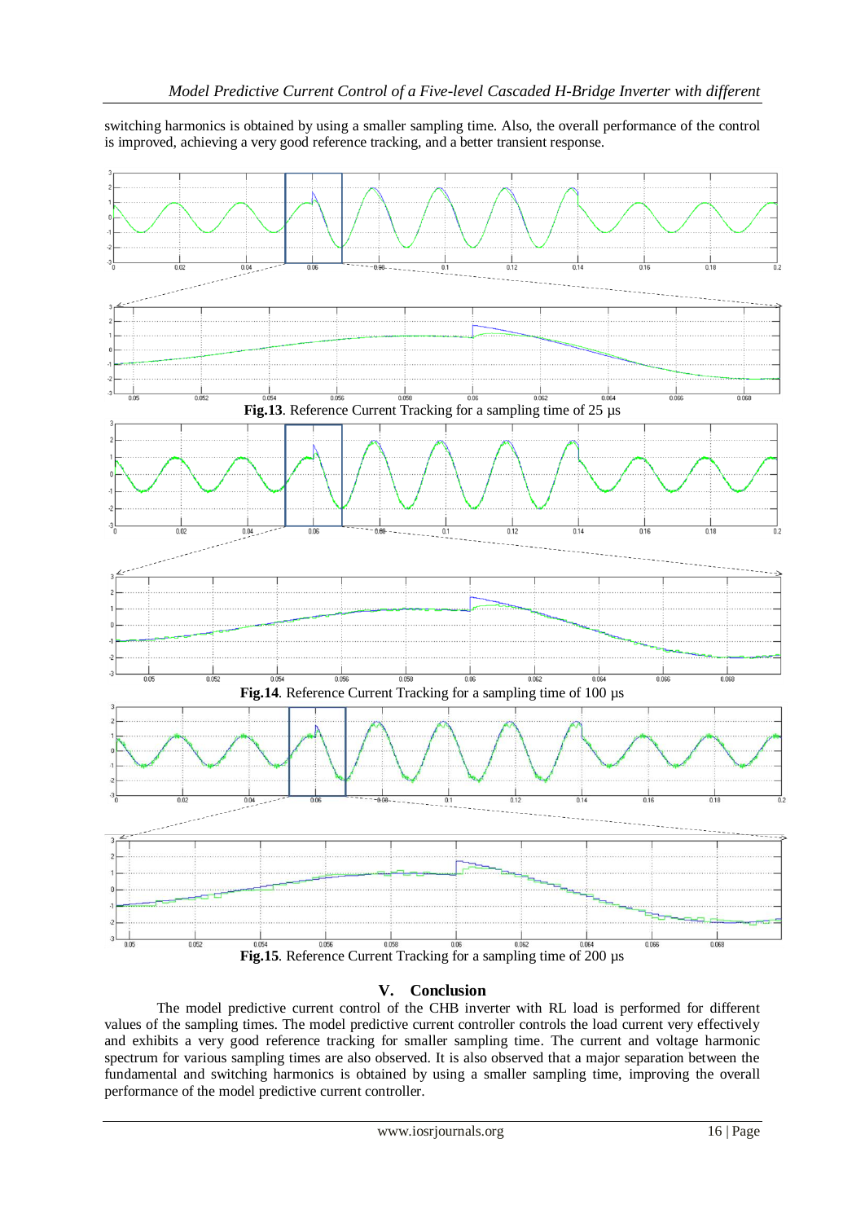switching harmonics is obtained by using a smaller sampling time. Also, the overall performance of the control is improved, achieving a very good reference tracking, and a better transient response.

**Fig.13**. Reference Current Tracking for a sampling time of 25 µs

**Fig.14**. Reference Current Tracking for a sampling time of 100 µs

**Fig.15**. Reference Current Tracking for a sampling time of 200 µs

## V. Conclusion

The model predictive current control of the CHB inverter with RL load is performed for different values of the sampling times. The model predictive current controller controls the load current very effectively and exhibits a very good reference tracking for smaller sampling time. The current and voltage harmonic spectrum for various sampling times are also observed. It is also observed that a major separation between the fundamental and switching harmonics is obtained by using a smaller sampling time, improving the overall performance of the model predictive current controller.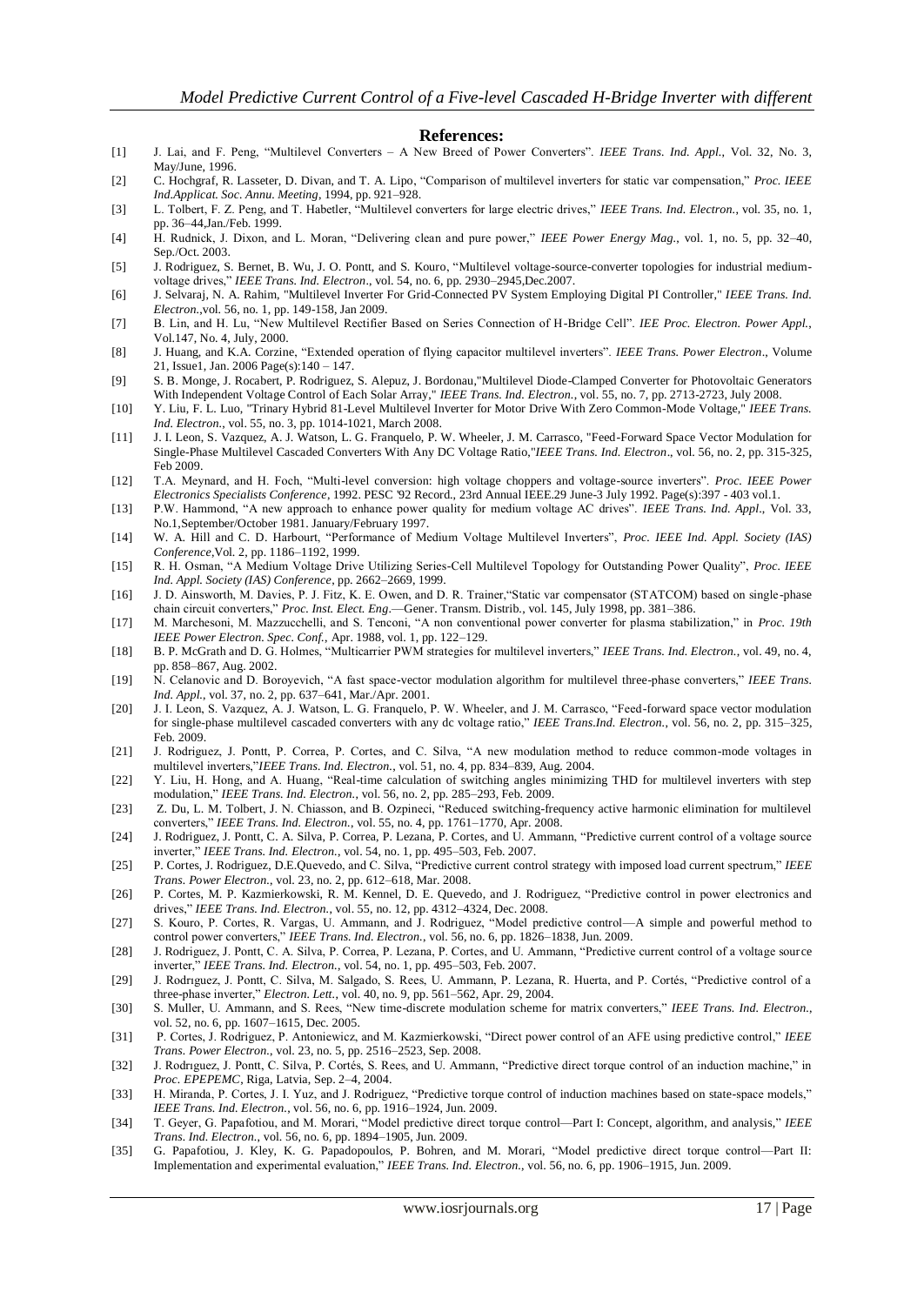## References:

[1] J. Lai, and F. Peng, "Multilevel Converters – A New Breed of Power Converters". *IEEE Trans. Ind. Appl.*, Vol. 32, No. 3, May/June, 1996.

[2] C. Hochgraf, R. Lasseter, D. Divan, and T. A. Lipo, "Comparison of multilevel inverters for static var compensation," *Proc. IEEE Ind.Applicat. Soc. Annu. Meeting*, 1994, pp. 921–928.

[3] L. Tolbert, F. Z. Peng, and T. Habetler, "Multilevel converters for large electric drives," *IEEE Trans. Ind. Electron.*, vol. 35, no. 1, pp. 36–44,Jan./Feb. 1999.

[4] H. Rudnick, J. Dixon, and L. Moran, "Delivering clean and pure power," *IEEE Power Energy Mag.*, vol. 1, no. 5, pp. 32–40, Sep./Oct. 2003.

[5] J. Rodriguez, S. Bernet, B. Wu, J. O. Pontt, and S. Kouro, "Multilevel voltage-source-converter topologies for industrial medium-voltage drives," *IEEE Trans. Ind. Electron*., vol. 54, no. 6, pp. 2930–2945,Dec.2007.

[6] J. Selvaraj, N. A. Rahim, "Multilevel Inverter For Grid-Connected PV System Employing Digital PI Controller," *IEEE Trans. Ind. Electron.*,vol. 56, no. 1, pp. 149-158, Jan 2009.

[7] B. Lin, and H. Lu, "New Multilevel Rectifier Based on Series Connection of H-Bridge Cell". *IEE Proc. Electron. Power Appl.*, Vol.147, No. 4, July, 2000.

[8] J. Huang, and K.A. Corzine, "Extended operation of flying capacitor multilevel inverters". *IEEE Trans. Power Electron*., Volume 21, Issue1, Jan. 2006 Page(s):140 – 147.

[9] S. B. Monge, J. Rocabert, P. Rodriguez, S. Alepuz, J. Bordonau,"Multilevel Diode-Clamped Converter for Photovoltaic Generators With Independent Voltage Control of Each Solar Array," *IEEE Trans. Ind. Electron.*, vol. 55, no. 7, pp. 2713-2723, July 2008.

[10] Y. Liu, F. L. Luo, "Trinary Hybrid 81-Level Multilevel Inverter for Motor Drive With Zero Common-Mode Voltage," *IEEE Trans. Ind. Electron.*, vol. 55, no. 3, pp. 1014-1021, March 2008.

[11] J. I. Leon, S. Vazquez, A. J. Watson, L. G. Franquelo, P. W. Wheeler, J. M. Carrasco, "Feed-Forward Space Vector Modulation for Single-Phase Multilevel Cascaded Converters With Any DC Voltage Ratio,"*IEEE Trans. Ind. Electron*., vol. 56, no. 2, pp. 315-325, Feb 2009.

[12] T.A. Meynard, and H. Foch, "Multi-level conversion: high voltage choppers and voltage-source inverters". *Proc. IEEE Power Electronics Specialists Conference*, 1992. PESC '92 Record., 23rd Annual IEEE.29 June-3 July 1992. Page(s):397 - 403 vol.1.

[13] P.W. Hammond, "A new approach to enhance power quality for medium voltage AC drives". *IEEE Trans. Ind. Appl*., Vol. 33, No.1,September/October 1981. January/February 1997.

[14] W. A. Hill and C. D. Harbourt, "Performance of Medium Voltage Multilevel Inverters", *Proc. IEEE Ind. Appl. Society (IAS) Conference*,Vol. 2, pp. 1186–1192, 1999.

[15] R. H. Osman, "A Medium Voltage Drive Utilizing Series-Cell Multilevel Topology for Outstanding Power Quality", *Proc. IEEE Ind. Appl. Society (IAS) Conference*, pp. 2662–2669, 1999.

[16] J. D. Ainsworth, M. Davies, P. J. Fitz, K. E. Owen, and D. R. Trainer,"Static var compensator (STATCOM) based on single-phase chain circuit converters," *Proc. Inst. Elect. Eng*.—Gener. Transm. Distrib., vol. 145, July 1998, pp. 381–386.

[17] M. Marchesoni, M. Mazzucchelli, and S. Tenconi, "A non conventional power converter for plasma stabilization," in *Proc. 19th IEEE Power Electron. Spec. Conf.*, Apr. 1988, vol. 1, pp. 122–129.

[18] B. P. McGrath and D. G. Holmes, "Multicarrier PWM strategies for multilevel inverters," *IEEE Trans. Ind. Electron.*, vol. 49, no. 4, pp. 858–867, Aug. 2002.

[19] N. Celanovic and D. Boroyevich, "A fast space-vector modulation algorithm for multilevel three-phase converters," *IEEE Trans. Ind. Appl.*, vol. 37, no. 2, pp. 637–641, Mar./Apr. 2001.

[20] J. I. Leon, S. Vazquez, A. J. Watson, L. G. Franquelo, P. W. Wheeler, and J. M. Carrasco, "Feed-forward space vector modulation for single-phase multilevel cascaded converters with any dc voltage ratio," *IEEE Trans.Ind. Electron.*, vol. 56, no. 2, pp. 315–325, Feb. 2009.

[21] J. Rodriguez, J. Pontt, P. Correa, P. Cortes, and C. Silva, "A new modulation method to reduce common-mode voltages in multilevel inverters,"*IEEE Trans. Ind. Electron.*, vol. 51, no. 4, pp. 834–839, Aug. 2004.

[22] Y. Liu, H. Hong, and A. Huang, "Real-time calculation of switching angles minimizing THD for multilevel inverters with step modulation," *IEEE Trans. Ind. Electron.*, vol. 56, no. 2, pp. 285–293, Feb. 2009.

[23] Z. Du, L. M. Tolbert, J. N. Chiasson, and B. Ozpineci, "Reduced switching-frequency active harmonic elimination for multilevel converters," *IEEE Trans. Ind. Electron.*, vol. 55, no. 4, pp. 1761–1770, Apr. 2008.

[24] J. Rodriguez, J. Pontt, C. A. Silva, P. Correa, P. Lezana, P. Cortes, and U. Ammann, "Predictive current control of a voltage source inverter," *IEEE Trans. Ind. Electron.*, vol. 54, no. 1, pp. 495–503, Feb. 2007.

[25] P. Cortes, J. Rodriguez, D.E.Quevedo, and C. Silva, "Predictive current control strategy with imposed load current spectrum," *IEEE Trans. Power Electron.*, vol. 23, no. 2, pp. 612–618, Mar. 2008.

[26] P. Cortes, M. P. Kazmierkowski, R. M. Kennel, D. E. Quevedo, and J. Rodriguez, "Predictive control in power electronics and drives," *IEEE Trans. Ind. Electron.*, vol. 55, no. 12, pp. 4312–4324, Dec. 2008.

[27] S. Kouro, P. Cortes, R. Vargas, U. Ammann, and J. Rodriguez, "Model predictive control—A simple and powerful method to control power converters," *IEEE Trans. Ind. Electron.*, vol. 56, no. 6, pp. 1826–1838, Jun. 2009.

[28] J. Rodriguez, J. Pontt, C. A. Silva, P. Correa, P. Lezana, P. Cortes, and U. Ammann, "Predictive current control of a voltage source inverter," *IEEE Trans. Ind. Electron.*, vol. 54, no. 1, pp. 495–503, Feb. 2007.

[29] J. Rodrıguez, J. Pontt, C. Silva, M. Salgado, S. Rees, U. Ammann, P. Lezana, R. Huerta, and P. Cortés, "Predictive control of a three-phase inverter," *Electron. Lett.*, vol. 40, no. 9, pp. 561–562, Apr. 29, 2004.

[30] S. Muller, U. Ammann, and S. Rees, "New time-discrete modulation scheme for matrix converters," *IEEE Trans. Ind. Electron.*, vol. 52, no. 6, pp. 1607–1615, Dec. 2005.

[31] P. Cortes, J. Rodriguez, P. Antoniewicz, and M. Kazmierkowski, "Direct power control of an AFE using predictive control," *IEEE Trans. Power Electron.*, vol. 23, no. 5, pp. 2516–2523, Sep. 2008.

[32] J. Rodrıguez, J. Pontt, C. Silva, P. Cortés, S. Rees, and U. Ammann, "Predictive direct torque control of an induction machine," in *Proc. EPEPEMC*, Riga, Latvia, Sep. 2–4, 2004.

[33] H. Miranda, P. Cortes, J. I. Yuz, and J. Rodriguez, "Predictive torque control of induction machines based on state-space models," *IEEE Trans. Ind. Electron.*, vol. 56, no. 6, pp. 1916–1924, Jun. 2009.

[34] T. Geyer, G. Papafotiou, and M. Morari, "Model predictive direct torque control—Part I: Concept, algorithm, and analysis," *IEEE Trans. Ind. Electron.*, vol. 56, no. 6, pp. 1894–1905, Jun. 2009.

[35] G. Papafotiou, J. Kley, K. G. Papadopoulos, P. Bohren, and M. Morari, "Model predictive direct torque control—Part II: Implementation and experimental evaluation," *IEEE Trans. Ind. Electron.*, vol. 56, no. 6, pp. 1906–1915, Jun. 2009.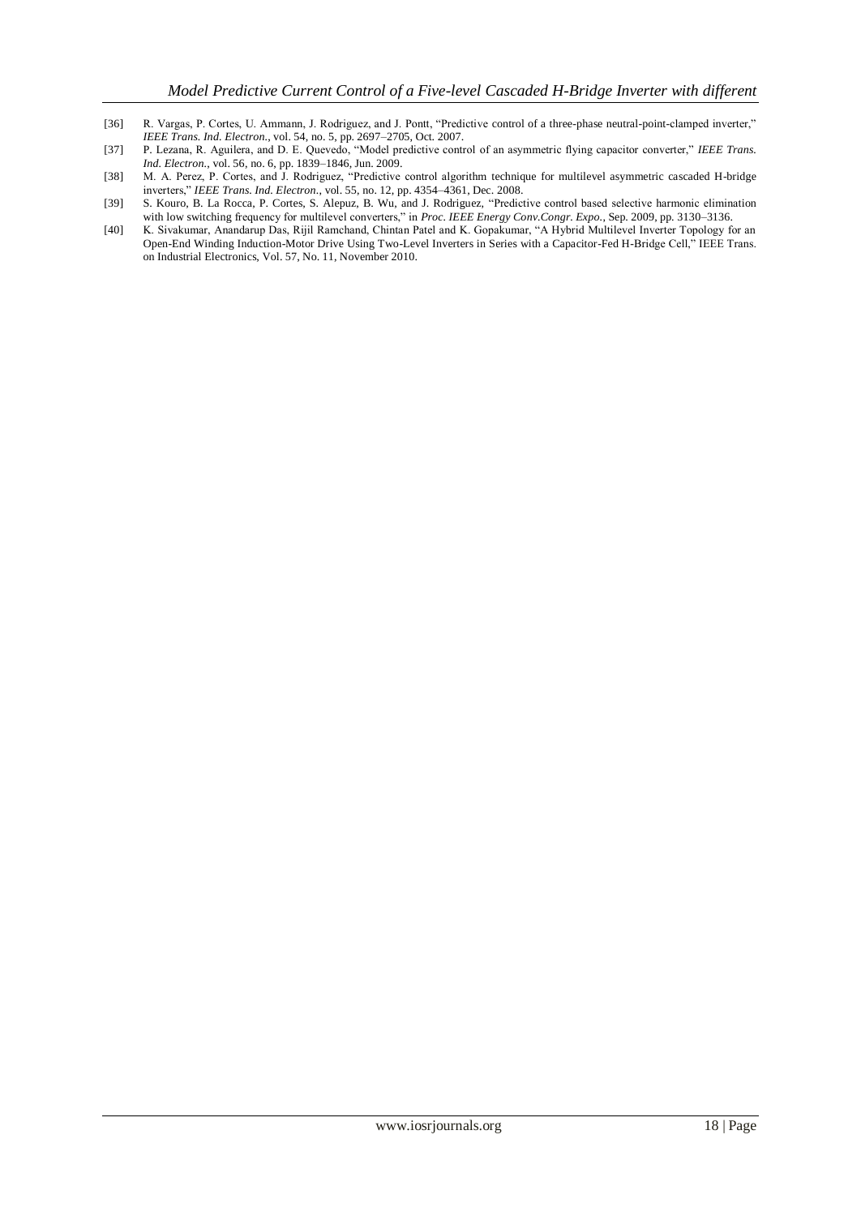[36] R. Vargas, P. Cortes, U. Ammann, J. Rodriguez, and J. Pontt, "Predictive control of a three-phase neutral-point-clamped inverter," *IEEE Trans. Ind. Electron.*, vol. 54, no. 5, pp. 2697–2705, Oct. 2007.

[37] P. Lezana, R. Aguilera, and D. E. Quevedo, "Model predictive control of an asymmetric flying capacitor converter," *IEEE Trans. Ind. Electron.*, vol. 56, no. 6, pp. 1839–1846, Jun. 2009.

[38] M. A. Perez, P. Cortes, and J. Rodriguez, "Predictive control algorithm technique for multilevel asymmetric cascaded H-bridge inverters," *IEEE Trans. Ind. Electron.*, vol. 55, no. 12, pp. 4354–4361, Dec. 2008.

[39] S. Kouro, B. La Rocca, P. Cortes, S. Alepuz, B. Wu, and J. Rodriguez, "Predictive control based selective harmonic elimination with low switching frequency for multilevel converters," in *Proc. IEEE Energy Conv.Congr. Expo.*, Sep. 2009, pp. 3130–3136.

[40] K. Sivakumar, Anandarup Das, Rijil Ramchand, Chintan Patel and K. Gopakumar, "A Hybrid Multilevel Inverter Topology for an Open-End Winding Induction-Motor Drive Using Two-Level Inverters in Series with a Capacitor-Fed H-Bridge Cell," IEEE Trans. on Industrial Electronics, Vol. 57, No. 11, November 2010.